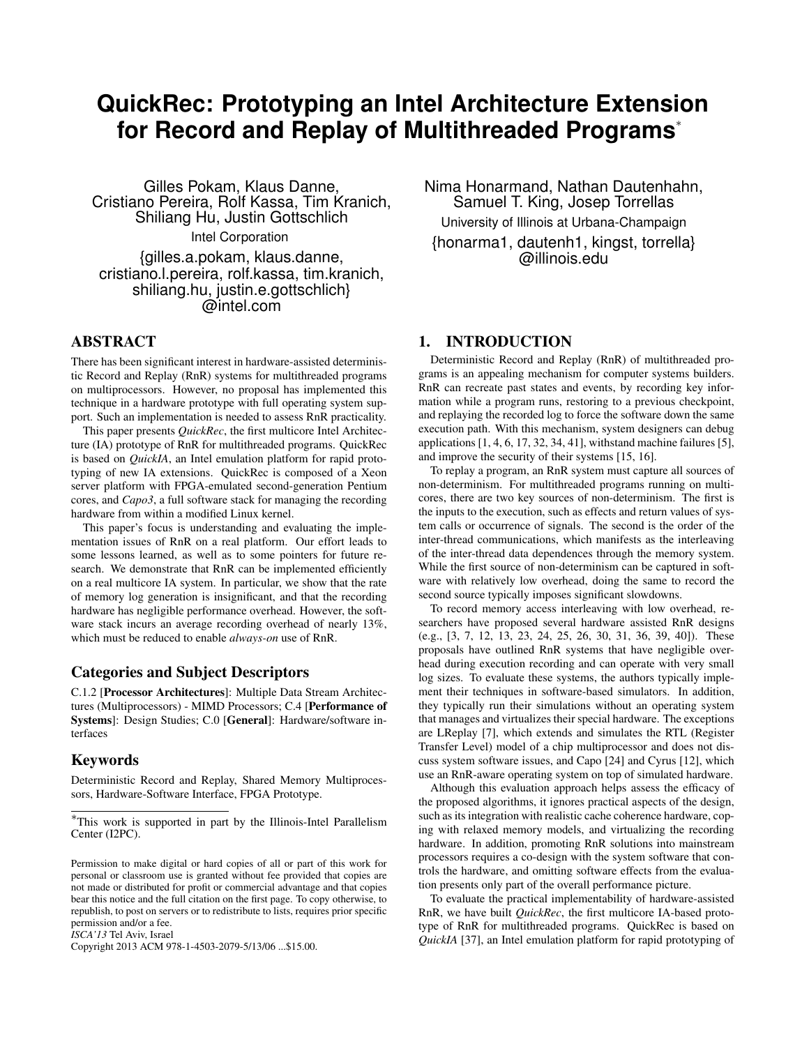# QuickRec: Prototyping an Intel Architecture Extension for Record and Replay of Multithreaded Programs*

Gilles Pokam, Klaus Danne, Cristiano Pereira, Rolf Kassa, Tim Kranich, Shiliang Hu, Justin Gottschlich
Intel Corporation
{gilles.a.pokam, klaus.danne, cristiano.l.pereira, rolf.kassa, tim.kranich, shiliang.hu, justin.e.gottschlich}@intel.com

Nima Honarmand, Nathan Dautenhahn, Samuel T. King, Josep Torrellas
University of Illinois at Urbana-Champaign
{honarma1, dautenh1, kingst, torrella}@illinois.edu

## ABSTRACT

There has been significant interest in hardware-assisted deterministic Record and Replay (RnR) systems for multithreaded programs on multiprocessors. However, no proposal has implemented this technique in a hardware prototype with full operating system support. Such an implementation is needed to assess RnR practicality.

This paper presents *QuickRec*, the first multicore Intel Architecture (IA) prototype of RnR for multithreaded programs. QuickRec is based on *QuickIA*, an Intel emulation platform for rapid prototyping of new IA extensions. QuickRec is composed of a Xeon server platform with FPGA-emulated second-generation Pentium cores, and *Capo3*, a full software stack for managing the recording hardware from within a modified Linux kernel.

This paper's focus is understanding and evaluating the implementation issues of RnR on a real platform. Our effort leads to some lessons learned, as well as to some pointers for future research. We demonstrate that RnR can be implemented efficiently on a real multicore IA system. In particular, we show that the rate of memory log generation is insignificant, and that the recording hardware has negligible performance overhead. However, the software stack incurs an average recording overhead of nearly 13%, which must be reduced to enable *always-on* use of RnR.

## Categories and Subject Descriptors

C.1.2 [**Processor Architectures**]: Multiple Data Stream Architectures (Multiprocessors) - MIMD Processors; C.4 [**Performance of Systems**]: Design Studies; C.0 [**General**]: Hardware/software interfaces

## Keywords

Deterministic Record and Replay, Shared Memory Multiprocessors, Hardware-Software Interface, FPGA Prototype.

*This work is supported in part by the Illinois-Intel Parallelism Center (I2PC).

Permission to make digital or hard copies of all or part of this work for personal or classroom use is granted without fee provided that copies are not made or distributed for profit or commercial advantage and that copies bear this notice and the full citation on the first page. To copy otherwise, to republish, to post on servers or to redistribute to lists, requires prior specific permission and/or a fee.
*ISCA'13* Tel Aviv, Israel
Copyright 2013 ACM 978-1-4503-2079-5/13/06 ...$15.00.

## 1. INTRODUCTION

Deterministic Record and Replay (RnR) of multithreaded programs is an appealing mechanism for computer systems builders. RnR can recreate past states and events, by recording key information while a program runs, restoring to a previous checkpoint, and replaying the recorded log to force the software down the same execution path. With this mechanism, system designers can debug applications [1, 4, 6, 17, 32, 34, 41], withstand machine failures [5], and improve the security of their systems [15, 16].

To replay a program, an RnR system must capture all sources of non-determinism. For multithreaded programs running on multicores, there are two key sources of non-determinism. The first is the inputs to the execution, such as effects and return values of system calls or occurrence of signals. The second is the order of the inter-thread communications, which manifests as the interleaving of the inter-thread data dependences through the memory system. While the first source of non-determinism can be captured in software with relatively low overhead, doing the same to record the second source typically imposes significant slowdowns.

To record memory access interleaving with low overhead, researchers have proposed several hardware assisted RnR designs (e.g., [3, 7, 12, 13, 23, 24, 25, 26, 30, 31, 36, 39, 40]). These proposals have outlined RnR systems that have negligible overhead during execution recording and can operate with very small log sizes. To evaluate these systems, the authors typically implement their techniques in software-based simulators. In addition, they typically run their simulations without an operating system that manages and virtualizes their special hardware. The exceptions are LReplay [7], which extends and simulates the RTL (Register Transfer Level) model of a chip multiprocessor and does not discuss system software issues, and Capo [24] and Cyrus [12], which use an RnR-aware operating system on top of simulated hardware.

Although this evaluation approach helps assess the efficacy of the proposed algorithms, it ignores practical aspects of the design, such as its integration with realistic cache coherence hardware, coping with relaxed memory models, and virtualizing the recording hardware. In addition, promoting RnR solutions into mainstream processors requires a co-design with the system software that controls the hardware, and omitting software effects from the evaluation presents only part of the overall performance picture.

To evaluate the practical implementability of hardware-assisted RnR, we have built *QuickRec*, the first multicore IA-based prototype of RnR for multithreaded programs. QuickRec is based on *QuickIA* [37], an Intel emulation platform for rapid prototyping of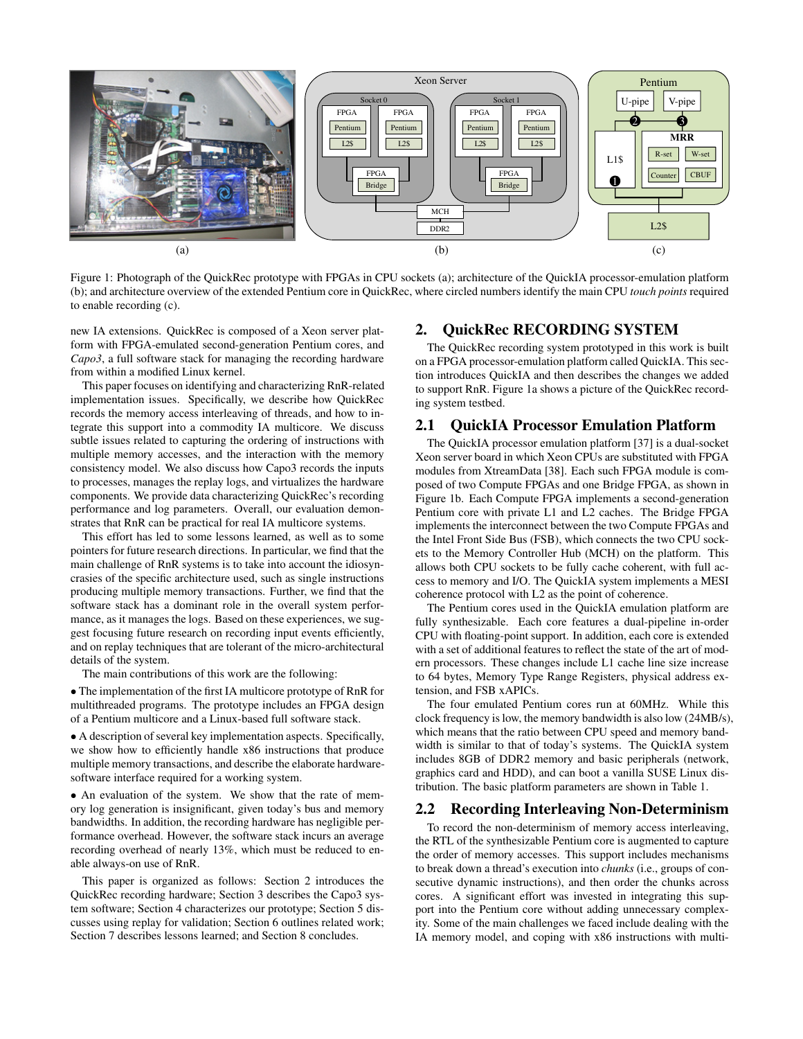Xeon Server

Socket 0

Socket 1

FPGA

Pentium

L2$

FPGA

Bridge

MCH

DDR2

Pentium

U-pipe

V-pipe

L1$

MRR

R-set

W-set

Counter

CBUF

L2$

(a)

(b)

(c)

Figure 1: Photograph of the QuickRec prototype with FPGAs in CPU sockets (a); architecture of the QuickIA processor-emulation platform (b); and architecture overview of the extended Pentium core in QuickRec, where circled numbers identify the main CPU *touch points* required to enable recording (c).

new IA extensions. QuickRec is composed of a Xeon server platform with FPGA-emulated second-generation Pentium cores, and *Capo3*, a full software stack for managing the recording hardware from within a modified Linux kernel.

This paper focuses on identifying and characterizing RnR-related implementation issues. Specifically, we describe how QuickRec records the memory access interleaving of threads, and how to integrate this support into a commodity IA multicore. We discuss subtle issues related to capturing the ordering of instructions with multiple memory accesses, and the interaction with the memory consistency model. We also discuss how Capo3 records the inputs to processes, manages the replay logs, and virtualizes the hardware components. We provide data characterizing QuickRec's recording performance and log parameters. Overall, our evaluation demonstrates that RnR can be practical for real IA multicore systems.

This effort has led to some lessons learned, as well as to some pointers for future research directions. In particular, we find that the main challenge of RnR systems is to take into account the idiosyncrasies of the specific architecture used, such as single instructions producing multiple memory transactions. Further, we find that the software stack has a dominant role in the overall system performance, as it manages the logs. Based on these experiences, we suggest focusing future research on recording input events efficiently, and on replay techniques that are tolerant of the micro-architectural details of the system.

The main contributions of this work are the following:

• The implementation of the first IA multicore prototype of RnR for multithreaded programs. The prototype includes an FPGA design of a Pentium multicore and a Linux-based full software stack.

• A description of several key implementation aspects. Specifically, we show how to efficiently handle x86 instructions that produce multiple memory transactions, and describe the elaborate hardware-software interface required for a working system.

• An evaluation of the system. We show that the rate of memory log generation is insignificant, given today's bus and memory bandwidths. In addition, the recording hardware has negligible performance overhead. However, the software stack incurs an average recording overhead of nearly 13%, which must be reduced to enable always-on use of RnR.

This paper is organized as follows: Section 2 introduces the QuickRec recording hardware; Section 3 describes the Capo3 system software; Section 4 characterizes our prototype; Section 5 discusses using replay for validation; Section 6 outlines related work; Section 7 describes lessons learned; and Section 8 concludes.

## 2. QuickRec RECORDING SYSTEM

The QuickRec recording system prototyped in this work is built on a FPGA processor-emulation platform called QuickIA. This section introduces QuickIA and then describes the changes we added to support RnR. Figure 1a shows a picture of the QuickRec recording system testbed.

## 2.1 QuickIA Processor Emulation Platform

The QuickIA processor emulation platform [37] is a dual-socket Xeon server board in which Xeon CPUs are substituted with FPGA modules from XtreamData [38]. Each such FPGA module is composed of two Compute FPGAs and one Bridge FPGA, as shown in Figure 1b. Each Compute FPGA implements a second-generation Pentium core with private L1 and L2 caches. The Bridge FPGA implements the interconnect between the two Compute FPGAs and the Intel Front Side Bus (FSB), which connects the two CPU sockets to the Memory Controller Hub (MCH) on the platform. This allows both CPU sockets to be fully cache coherent, with full access to memory and I/O. The QuickIA system implements a MESI coherence protocol with L2 as the point of coherence.

The Pentium cores used in the QuickIA emulation platform are fully synthesizable. Each core features a dual-pipeline in-order CPU with floating-point support. In addition, each core is extended with a set of additional features to reflect the state of the art of modern processors. These changes include L1 cache line size increase to 64 bytes, Memory Type Range Registers, physical address extension, and FSB xAPICs.

The four emulated Pentium cores run at 60MHz. While this clock frequency is low, the memory bandwidth is also low (24MB/s), which means that the ratio between CPU speed and memory bandwidth is similar to that of today's systems. The QuickIA system includes 8GB of DDR2 memory and basic peripherals (network, graphics card and HDD), and can boot a vanilla SUSE Linux distribution. The basic platform parameters are shown in Table 1.

## 2.2 Recording Interleaving Non-Determinism

To record the non-determinism of memory access interleaving, the RTL of the synthesizable Pentium core is augmented to capture the order of memory accesses. This support includes mechanisms to break down a thread's execution into *chunks* (i.e., groups of consecutive dynamic instructions), and then order the chunks across cores. A significant effort was invested in integrating this support into the Pentium core without adding unnecessary complexity. Some of the main challenges we faced include dealing with the IA memory model, and coping with x86 instructions with multi-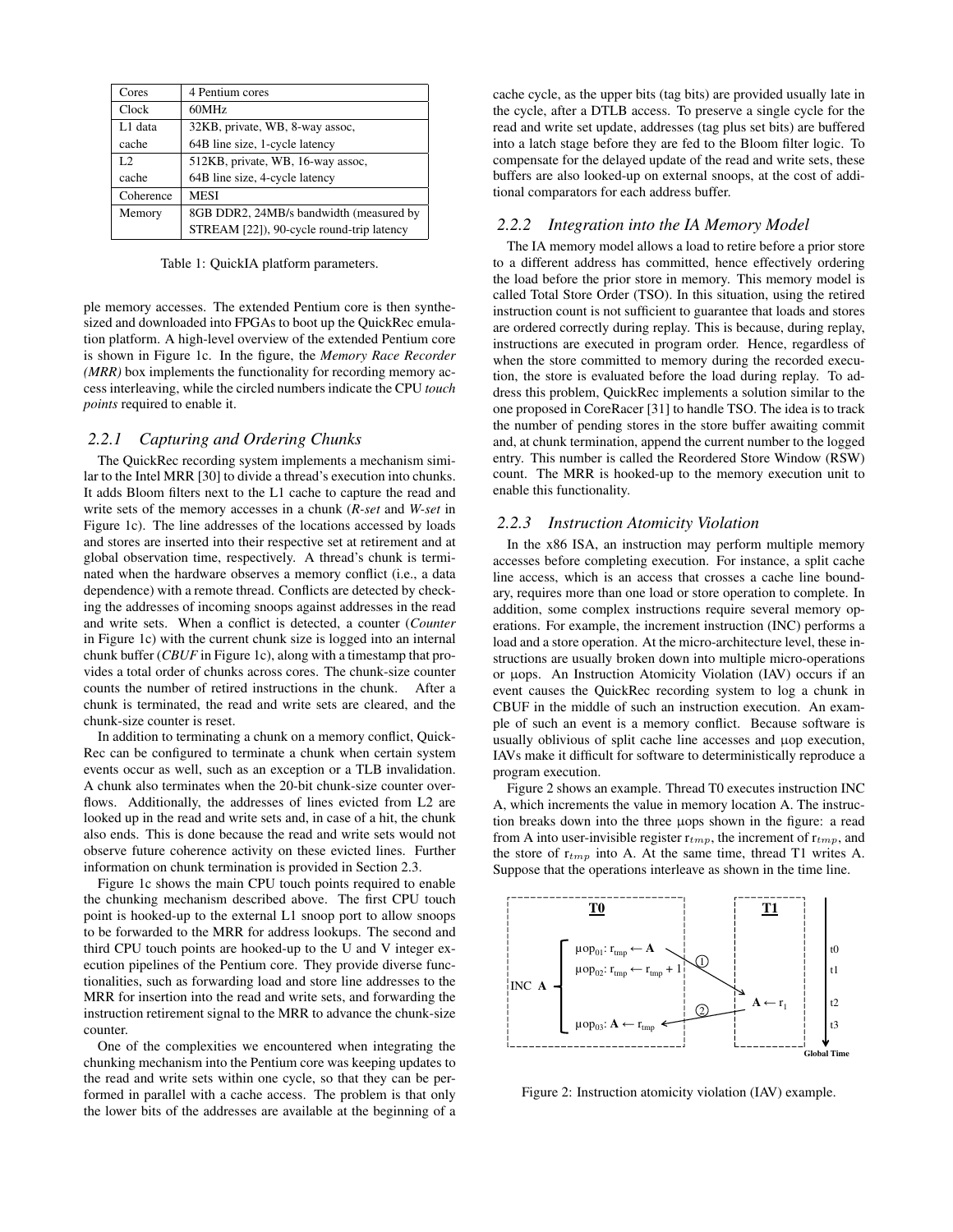| | |
|---|---|
| Cores | 4 Pentium cores |
| Clock | 60MHz |
| L1 data cache | 32KB, private, WB, 8-way assoc, 64B line size, 1-cycle latency |
| L2 cache | 512KB, private, WB, 16-way assoc, 64B line size, 4-cycle latency |
| Coherence | MESI |
| Memory | 8GB DDR2, 24MB/s bandwidth (measured by STREAM [22]), 90-cycle round-trip latency |

Table 1: QuickIA platform parameters.

ple memory accesses. The extended Pentium core is then synthesized and downloaded into FPGAs to boot up the QuickRec emulation platform. A high-level overview of the extended Pentium core is shown in Figure 1c. In the figure, the *Memory Race Recorder (MRR)* box implements the functionality for recording memory access interleaving, while the circled numbers indicate the CPU *touch points* required to enable it.

### 2.2.1 Capturing and Ordering Chunks

The QuickRec recording system implements a mechanism similar to the Intel MRR [30] to divide a thread's execution into chunks. It adds Bloom filters next to the L1 cache to capture the read and write sets of the memory accesses in a chunk (*R-set* and *W-set* in Figure 1c). The line addresses of the locations accessed by loads and stores are inserted into their respective set at retirement and at global observation time, respectively. A thread's chunk is terminated when the hardware observes a memory conflict (i.e., a data dependence) with a remote thread. Conflicts are detected by checking the addresses of incoming snoops against addresses in the read and write sets. When a conflict is detected, a counter (*Counter* in Figure 1c) with the current chunk size is logged into an internal chunk buffer (*CBUF* in Figure 1c), along with a timestamp that provides a total order of chunks across cores. The chunk-size counter counts the number of retired instructions in the chunk. After a chunk is terminated, the read and write sets are cleared, and the chunk-size counter is reset.

In addition to terminating a chunk on a memory conflict, QuickRec can be configured to terminate a chunk when certain system events occur as well, such as an exception or a TLB invalidation. A chunk also terminates when the 20-bit chunk-size counter overflows. Additionally, the addresses of lines evicted from L2 are looked up in the read and write sets and, in case of a hit, the chunk also ends. This is done because the read and write sets would not observe future coherence activity on these evicted lines. Further information on chunk termination is provided in Section 2.3.

Figure 1c shows the main CPU touch points required to enable the chunking mechanism described above. The first CPU touch point is hooked-up to the external L1 snoop port to allow snoops to be forwarded to the MRR for address lookups. The second and third CPU touch points are hooked-up to the U and V integer execution pipelines of the Pentium core. They provide diverse functionalities, such as forwarding load and store line addresses to the MRR for insertion into the read and write sets, and forwarding the instruction retirement signal to the MRR to advance the chunk-size counter.

One of the complexities we encountered when integrating the chunking mechanism into the Pentium core was keeping updates to the read and write sets within one cycle, so that they can be performed in parallel with a cache access. The problem is that only the lower bits of the addresses are available at the beginning of a cache cycle, as the upper bits (tag bits) are provided usually late in the cycle, after a DTLB access. To preserve a single cycle for the read and write set update, addresses (tag plus set bits) are buffered into a latch stage before they are fed to the Bloom filter logic. To compensate for the delayed update of the read and write sets, these buffers are also looked-up on external snoops, at the cost of additional comparators for each address buffer.

### 2.2.2 Integration into the IA Memory Model

The IA memory model allows a load to retire before a prior store to a different address has committed, hence effectively ordering the load before the prior store in memory. This memory model is called Total Store Order (TSO). In this situation, using the retired instruction count is not sufficient to guarantee that loads and stores are ordered correctly during replay. This is because, during replay, instructions are executed in program order. Hence, regardless of when the store committed to memory during the recorded execution, the store is evaluated before the load during replay. To address this problem, QuickRec implements a solution similar to the one proposed in CoreRacer [31] to handle TSO. The idea is to track the number of pending stores in the store buffer awaiting commit and, at chunk termination, append the current number to the logged entry. This number is called the Reordered Store Window (RSW) count. The MRR is hooked-up to the memory execution unit to enable this functionality.

### 2.2.3 Instruction Atomicity Violation

In the x86 ISA, an instruction may perform multiple memory accesses before completing execution. For instance, a split cache line access, which is an access that crosses a cache line boundary, requires more than one load or store operation to complete. In addition, some complex instructions require several memory operations. For example, the increment instruction (INC) performs a load and a store operation. At the micro-architecture level, these instructions are usually broken down into multiple micro-operations or µops. An Instruction Atomicity Violation (IAV) occurs if an event causes the QuickRec recording system to log a chunk in CBUF in the middle of such an instruction execution. An example of such an event is a memory conflict. Because software is usually oblivious of split cache line accesses and µop execution, IAVs make it difficult for software to deterministically reproduce a program execution.

Figure 2 shows an example. Thread T0 executes instruction INC A, which increments the value in memory location A. The instruction breaks down into the three µops shown in the figure: a read from A into user-invisible register $r_{tmp}$, the increment of $r_{tmp}$, and the store of $r_{tmp}$ into A. At the same time, thread T1 writes A. Suppose that the operations interleave as shown in the time line.

T0
T1
INC A
µop01: $r_{tmp} \leftarrow$ A
µop02: $r_{tmp} \leftarrow r_{tmp} + 1$
µop03: A $\leftarrow r_{tmp}$
A $\leftarrow r_1$
1
2
t0
t1
t2
t3
Global Time

Figure 2: Instruction atomicity violation (IAV) example.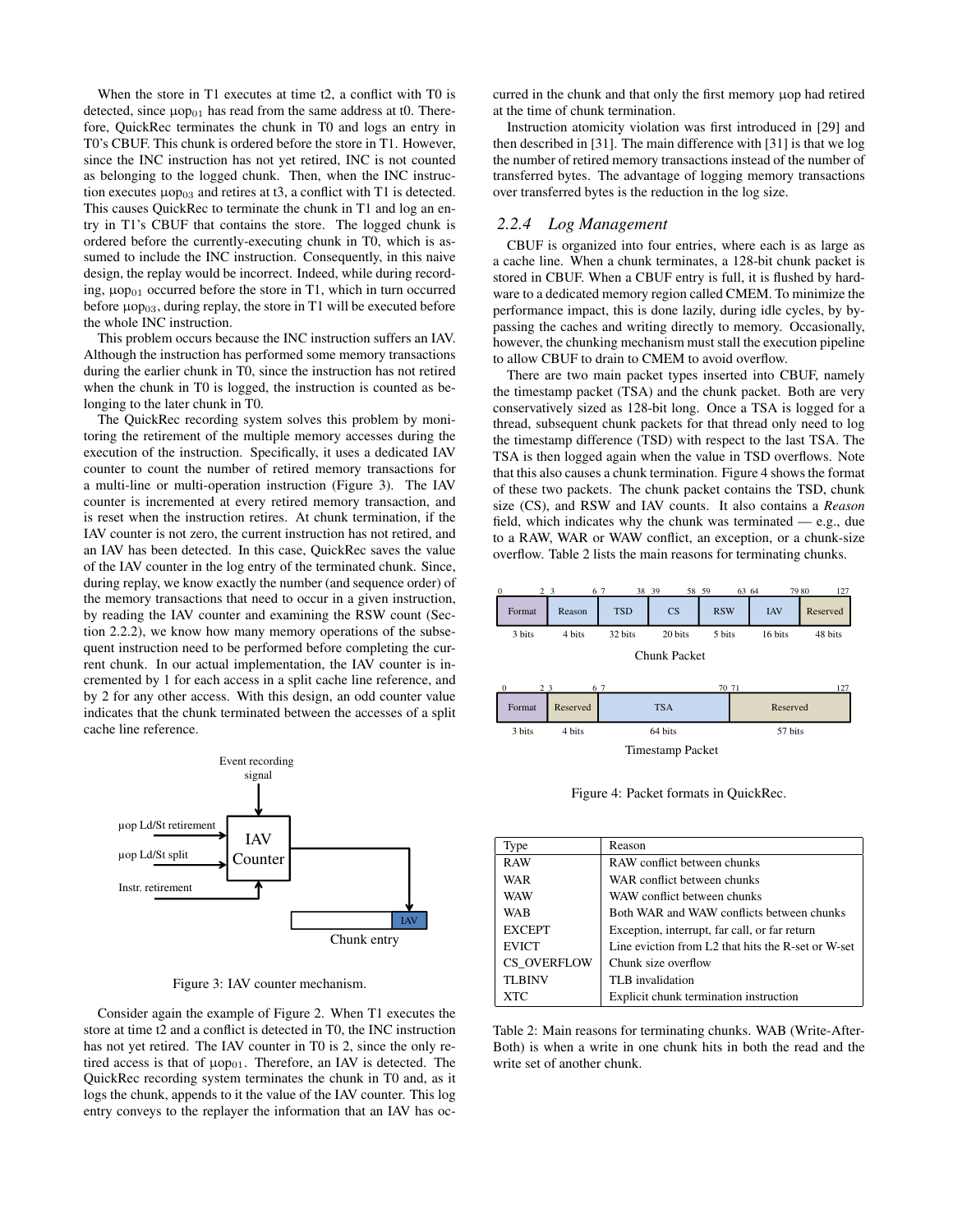When the store in T1 executes at time t2, a conflict with T0 is detected, since $\mu op_{01}$ has read from the same address at t0. Therefore, QuickRec terminates the chunk in T0 and logs an entry in T0's CBUF. This chunk is ordered before the store in T1. However, since the INC instruction has not yet retired, INC is not counted as belonging to the logged chunk. Then, when the INC instruction executes $\mu op_{03}$ and retires at t3, a conflict with T1 is detected. This causes QuickRec to terminate the chunk in T1 and log an entry in T1's CBUF that contains the store. The logged chunk is ordered before the currently-executing chunk in T0, which is assumed to include the INC instruction. Consequently, in this naive design, the replay would be incorrect. Indeed, while during recording, $\mu op_{01}$ occurred before the store in T1, which in turn occurred before $\mu op_{03}$, during replay, the store in T1 will be executed before the whole INC instruction.

This problem occurs because the INC instruction suffers an IAV. Although the instruction has performed some memory transactions during the earlier chunk in T0, since the instruction has not retired when the chunk in T0 is logged, the instruction is counted as belonging to the later chunk in T0.

The QuickRec recording system solves this problem by monitoring the retirement of the multiple memory accesses during the execution of the instruction. Specifically, it uses a dedicated IAV counter to count the number of retired memory transactions for a multi-line or multi-operation instruction (Figure 3). The IAV counter is incremented at every retired memory transaction, and is reset when the instruction retires. At chunk termination, if the IAV counter is not zero, the current instruction has not retired, and an IAV has been detected. In this case, QuickRec saves the value of the IAV counter in the log entry of the terminated chunk. Since, during replay, we know exactly the number (and sequence order) of the memory transactions that need to occur in a given instruction, by reading the IAV counter and examining the RSW count (Section 2.2.2), we know how many memory operations of the subsequent instruction need to be performed before completing the current chunk. In our actual implementation, the IAV counter is incremented by 1 for each access in a split cache line reference, and by 2 for any other access. With this design, an odd counter value indicates that the chunk terminated between the accesses of a split cache line reference.

Figure 3: IAV counter mechanism.

Consider again the example of Figure 2. When T1 executes the store at time t2 and a conflict is detected in T0, the INC instruction has not yet retired. The IAV counter in T0 is 2, since the only retired access is that of $\mu op_{01}$. Therefore, an IAV is detected. The QuickRec recording system terminates the chunk in T0 and, as it logs the chunk, appends to it the value of the IAV counter. This log entry conveys to the replayer the information that an IAV has occurred in the chunk and that only the first memory $\mu$op had retired at the time of chunk termination.

Instruction atomicity violation was first introduced in [29] and then described in [31]. The main difference with [31] is that we log the number of retired memory transactions instead of the number of transferred bytes. The advantage of logging memory transactions over transferred bytes is the reduction in the log size.

### 2.2.4 Log Management

CBUF is organized into four entries, where each is as large as a cache line. When a chunk terminates, a 128-bit chunk packet is stored in CBUF. When a CBUF entry is full, it is flushed by hardware to a dedicated memory region called CMEM. To minimize the performance impact, this is done lazily, during idle cycles, by bypassing the caches and writing directly to memory. Occasionally, however, the chunking mechanism must stall the execution pipeline to allow CBUF to drain to CMEM to avoid overflow.

There are two main packet types inserted into CBUF, namely the timestamp packet (TSA) and the chunk packet. Both are very conservatively sized as 128-bit long. Once a TSA is logged for a thread, subsequent chunk packets for that thread only need to log the timestamp difference (TSD) with respect to the last TSA. The TSA is then logged again when the value in TSD overflows. Note that this also causes a chunk termination. Figure 4 shows the format of these two packets. The chunk packet contains the TSD, chunk size (CS), and RSW and IAV counts. It also contains a *Reason* field, which indicates why the chunk was terminated — e.g., due to a RAW, WAR or WAW conflict, an exception, or a chunk-size overflow. Table 2 lists the main reasons for terminating chunks.

Chunk Packet

| Bits | 0–2 | 3–6 | 7–38 | 39–58 | 59–63 | 64–79 | 80–127 |
|---|---|---|---|---|---|---|---|
| Field | Format | Reason | TSD | CS | RSW | IAV | Reserved |
| Size | 3 bits | 4 bits | 32 bits | 20 bits | 5 bits | 16 bits | 48 bits |

Timestamp Packet

| Bits | 0–2 | 3–6 | 7–70 | 71–127 |
|---|---|---|---|---|
| Field | Format | Reserved | TSA | Reserved |
| Size | 3 bits | 4 bits | 64 bits | 57 bits |

Figure 4: Packet formats in QuickRec.

| Type | Reason |
|---|---|
| RAW | RAW conflict between chunks |
| WAR | WAR conflict between chunks |
| WAW | WAW conflict between chunks |
| WAB | Both WAR and WAW conflicts between chunks |
| EXCEPT | Exception, interrupt, far call, or far return |
| EVICT | Line eviction from L2 that hits the R-set or W-set |
| CS_OVERFLOW | Chunk size overflow |
| TLBINV | TLB invalidation |
| XTC | Explicit chunk termination instruction |

Table 2: Main reasons for terminating chunks. WAB (Write-After-Both) is when a write in one chunk hits in both the read and the write set of another chunk.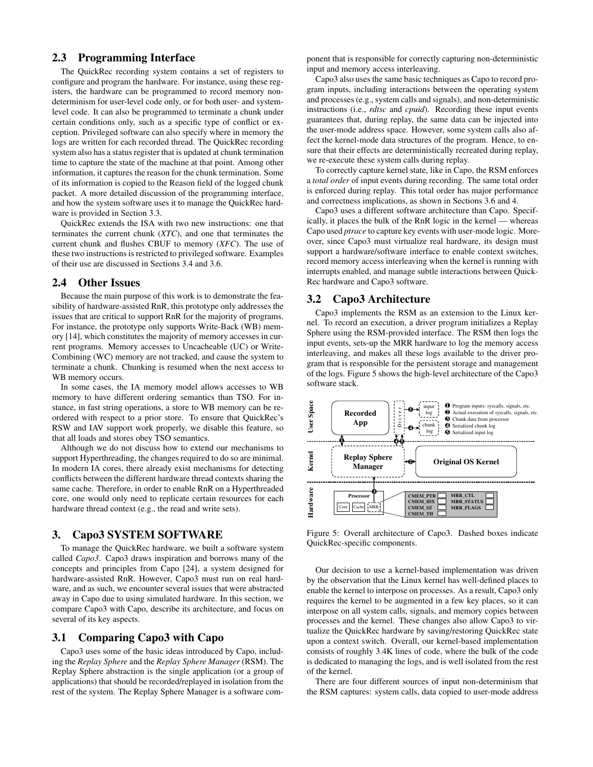## 2.3 Programming Interface

The QuickRec recording system contains a set of registers to configure and program the hardware. For instance, using these registers, the hardware can be programmed to record memory non-determinism for user-level code only, or for both user- and system-level code. It can also be programmed to terminate a chunk under certain conditions only, such as a specific type of conflict or exception. Privileged software can also specify where in memory the logs are written for each recorded thread. The QuickRec recording system also has a status register that is updated at chunk termination time to capture the state of the machine at that point. Among other information, it captures the reason for the chunk termination. Some of its information is copied to the Reason field of the logged chunk packet. A more detailed discussion of the programming interface, and how the system software uses it to manage the QuickRec hardware is provided in Section 3.3.

QuickRec extends the ISA with two new instructions: one that terminates the current chunk (*XTC*), and one that terminates the current chunk and flushes CBUF to memory (*XFC*). The use of these two instructions is restricted to privileged software. Examples of their use are discussed in Sections 3.4 and 3.6.

## 2.4 Other Issues

Because the main purpose of this work is to demonstrate the feasibility of hardware-assisted RnR, this prototype only addresses the issues that are critical to support RnR for the majority of programs. For instance, the prototype only supports Write-Back (WB) memory [14], which constitutes the majority of memory accesses in current programs. Memory accesses to Uncacheable (UC) or Write-Combining (WC) memory are not tracked, and cause the system to terminate a chunk. Chunking is resumed when the next access to WB memory occurs.

In some cases, the IA memory model allows accesses to WB memory to have different ordering semantics than TSO. For instance, in fast string operations, a store to WB memory can be reordered with respect to a prior store. To ensure that QuickRec's RSW and IAV support work properly, we disable this feature, so that all loads and stores obey TSO semantics.

Although we do not discuss how to extend our mechanisms to support Hyperthreading, the changes required to do so are minimal. In modern IA cores, there already exist mechanisms for detecting conflicts between the different hardware thread contexts sharing the same cache. Therefore, in order to enable RnR on a Hyperthreaded core, one would only need to replicate certain resources for each hardware thread context (e.g., the read and write sets).

# 3. Capo3 SYSTEM SOFTWARE

To manage the QuickRec hardware, we built a software system called *Capo3*. Capo3 draws inspiration and borrows many of the concepts and principles from Capo [24], a system designed for hardware-assisted RnR. However, Capo3 must run on real hardware, and as such, we encounter several issues that were abstracted away in Capo due to using simulated hardware. In this section, we compare Capo3 with Capo, describe its architecture, and focus on several of its key aspects.

## 3.1 Comparing Capo3 with Capo

Capo3 uses some of the basic ideas introduced by Capo, including the *Replay Sphere* and the *Replay Sphere Manager* (RSM). The Replay Sphere abstraction is the single application (or a group of applications) that should be recorded/replayed in isolation from the rest of the system. The Replay Sphere Manager is a software component that is responsible for correctly capturing non-deterministic input and memory access interleaving.

Capo3 also uses the same basic techniques as Capo to record program inputs, including interactions between the operating system and processes (e.g., system calls and signals), and non-deterministic instructions (i.e., *rdtsc* and *cpuid*). Recording these input events guarantees that, during replay, the same data can be injected into the user-mode address space. However, some system calls also affect the kernel-mode data structures of the program. Hence, to ensure that their effects are deterministically recreated during replay, we re-execute these system calls during replay.

To correctly capture kernel state, like in Capo, the RSM enforces a *total order* of input events during recording. The same total order is enforced during replay. This total order has major performance and correctness implications, as shown in Sections 3.6 and 4.

Capo3 uses a different software architecture than Capo. Specifically, it places the bulk of the RnR logic in the kernel — whereas Capo used *ptrace* to capture key events with user-mode logic. Moreover, since Capo3 must virtualize real hardware, its design must support a hardware/software interface to enable context switches, record memory access interleaving when the kernel is running with interrupts enabled, and manage subtle interactions between QuickRec hardware and Capo3 software.

## 3.2 Capo3 Architecture

Capo3 implements the RSM as an extension to the Linux kernel. To record an execution, a driver program initializes a Replay Sphere using the RSM-provided interface. The RSM then logs the input events, sets-up the MRR hardware to log the memory access interleaving, and makes all these logs available to the driver program that is responsible for the persistent storage and management of the logs. Figure 5 shows the high-level architecture of the Capo3 software stack.

User Space
Kernel
Hardware
Recorded App
Driver
input log
chunk log
Replay Sphere Manager
Original OS Kernel
Processor
Core
Cache
MRR
CMEM_PTR
CMEM_IDX
CMEM_SZ
CMEM_TH
MRR_CTL
MRR_STATUS
MRR_FLAGS
❶ Program inputs: syscalls, signals, etc.
❷ Actual execution of syscalls, signals, etc.
❸ Chunk data from processor
❹ Serialized chunk log
❺ Serialized input log

Figure 5: Overall architecture of Capo3. Dashed boxes indicate QuickRec-specific components.

Our decision to use a kernel-based implementation was driven by the observation that the Linux kernel has well-defined places to enable the kernel to interpose on processes. As a result, Capo3 only requires the kernel to be augmented in a few key places, so it can interpose on all system calls, signals, and memory copies between processes and the kernel. These changes also allow Capo3 to virtualize the QuickRec hardware by saving/restoring QuickRec state upon a context switch. Overall, our kernel-based implementation consists of roughly 3.4K lines of code, where the bulk of the code is dedicated to managing the logs, and is well isolated from the rest of the kernel.

There are four different sources of input non-determinism that the RSM captures: system calls, data copied to user-mode address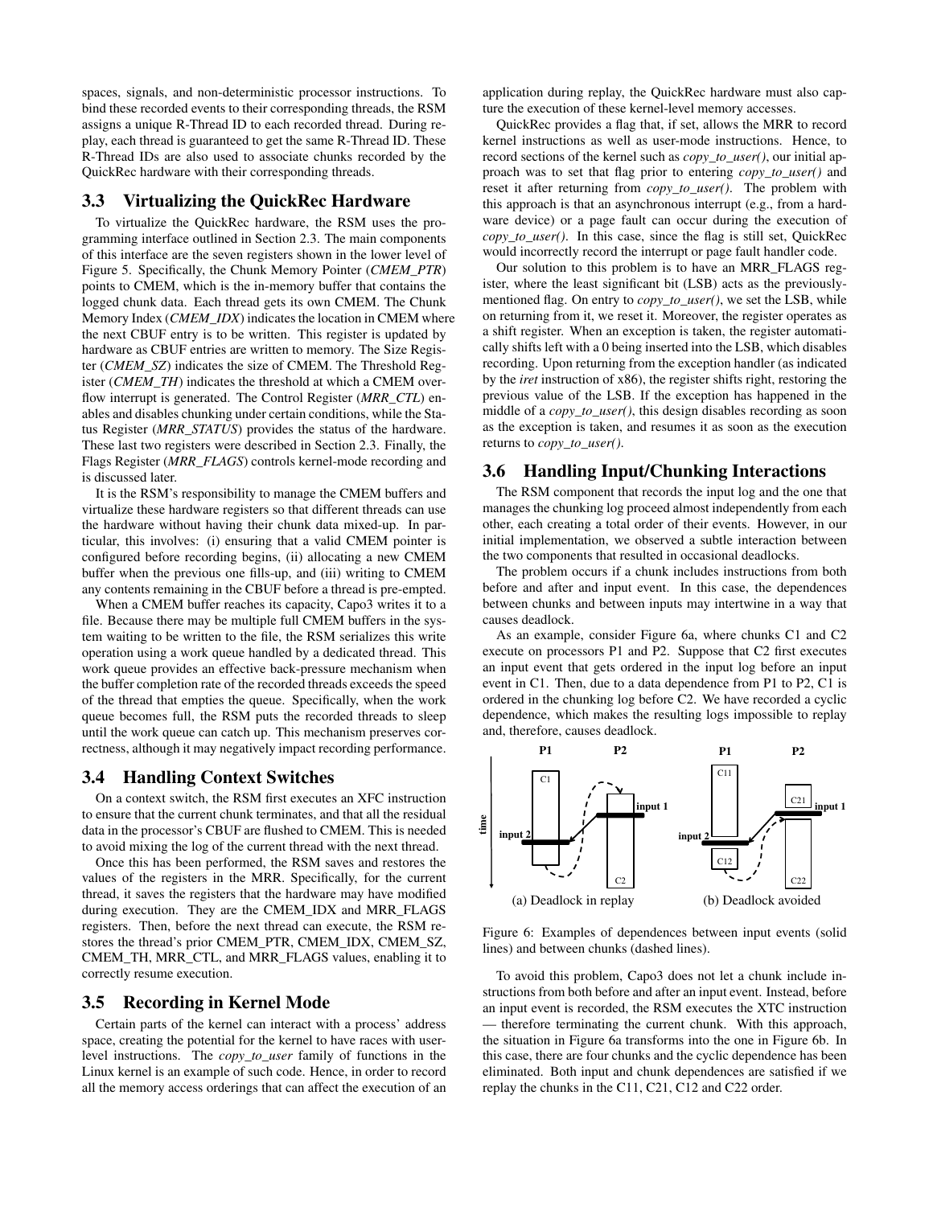spaces, signals, and non-deterministic processor instructions. To bind these recorded events to their corresponding threads, the RSM assigns a unique R-Thread ID to each recorded thread. During replay, each thread is guaranteed to get the same R-Thread ID. These R-Thread IDs are also used to associate chunks recorded by the QuickRec hardware with their corresponding threads.

### 3.3 Virtualizing the QuickRec Hardware

To virtualize the QuickRec hardware, the RSM uses the programming interface outlined in Section 2.3. The main components of this interface are the seven registers shown in the lower level of Figure 5. Specifically, the Chunk Memory Pointer (*CMEM_PTR*) points to CMEM, which is the in-memory buffer that contains the logged chunk data. Each thread gets its own CMEM. The Chunk Memory Index (*CMEM_IDX*) indicates the location in CMEM where the next CBUF entry is to be written. This register is updated by hardware as CBUF entries are written to memory. The Size Register (*CMEM_SZ*) indicates the size of CMEM. The Threshold Register (*CMEM_TH*) indicates the threshold at which a CMEM overflow interrupt is generated. The Control Register (*MRR_CTL*) enables and disables chunking under certain conditions, while the Status Register (*MRR_STATUS*) provides the status of the hardware. These last two registers were described in Section 2.3. Finally, the Flags Register (*MRR_FLAGS*) controls kernel-mode recording and is discussed later.

It is the RSM's responsibility to manage the CMEM buffers and virtualize these hardware registers so that different threads can use the hardware without having their chunk data mixed-up. In particular, this involves: (i) ensuring that a valid CMEM pointer is configured before recording begins, (ii) allocating a new CMEM buffer when the previous one fills-up, and (iii) writing to CMEM any contents remaining in the CBUF before a thread is pre-empted.

When a CMEM buffer reaches its capacity, Capo3 writes it to a file. Because there may be multiple full CMEM buffers in the system waiting to be written to the file, the RSM serializes this write operation using a work queue handled by a dedicated thread. This work queue provides an effective back-pressure mechanism when the buffer completion rate of the recorded threads exceeds the speed of the thread that empties the queue. Specifically, when the work queue becomes full, the RSM puts the recorded threads to sleep until the work queue can catch up. This mechanism preserves correctness, although it may negatively impact recording performance.

### 3.4 Handling Context Switches

On a context switch, the RSM first executes an XFC instruction to ensure that the current chunk terminates, and that all the residual data in the processor's CBUF are flushed to CMEM. This is needed to avoid mixing the log of the current thread with the next thread.

Once this has been performed, the RSM saves and restores the values of the registers in the MRR. Specifically, for the current thread, it saves the registers that the hardware may have modified during execution. They are the CMEM_IDX and MRR_FLAGS registers. Then, before the next thread can execute, the RSM restores the thread's prior CMEM_PTR, CMEM_IDX, CMEM_SZ, CMEM_TH, MRR_CTL, and MRR_FLAGS values, enabling it to correctly resume execution.

### 3.5 Recording in Kernel Mode

Certain parts of the kernel can interact with a process' address space, creating the potential for the kernel to have races with user-level instructions. The *copy_to_user* family of functions in the Linux kernel is an example of such code. Hence, in order to record all the memory access orderings that can affect the execution of an application during replay, the QuickRec hardware must also capture the execution of these kernel-level memory accesses.

QuickRec provides a flag that, if set, allows the MRR to record kernel instructions as well as user-mode instructions. Hence, to record sections of the kernel such as *copy_to_user()*, our initial approach was to set that flag prior to entering *copy_to_user()* and reset it after returning from *copy_to_user()*. The problem with this approach is that an asynchronous interrupt (e.g., from a hardware device) or a page fault can occur during the execution of *copy_to_user()*. In this case, since the flag is still set, QuickRec would incorrectly record the interrupt or page fault handler code.

Our solution to this problem is to have an MRR_FLAGS register, where the least significant bit (LSB) acts as the previously-mentioned flag. On entry to *copy_to_user()*, we set the LSB, while on returning from it, we reset it. Moreover, the register operates as a shift register. When an exception is taken, the register automatically shifts left with a 0 being inserted into the LSB, which disables recording. Upon returning from the exception handler (as indicated by the *iret* instruction of x86), the register shifts right, restoring the previous value of the LSB. If the exception has happened in the middle of a *copy_to_user()*, this design disables recording as soon as the exception is taken, and resumes it as soon as the execution returns to *copy_to_user()*.

### 3.6 Handling Input/Chunking Interactions

The RSM component that records the input log and the one that manages the chunking log proceed almost independently from each other, each creating a total order of their events. However, in our initial implementation, we observed a subtle interaction between the two components that resulted in occasional deadlocks.

The problem occurs if a chunk includes instructions from both before and after and input event. In this case, the dependences between chunks and between inputs may intertwine in a way that causes deadlock.

As an example, consider Figure 6a, where chunks C1 and C2 execute on processors P1 and P2. Suppose that C2 first executes an input event that gets ordered in the input log before an input event in C1. Then, due to a data dependence from P1 to P2, C1 is ordered in the chunking log before C2. We have recorded a cyclic dependence, which makes the resulting logs impossible to replay and, therefore, causes deadlock.

Figure 6: Examples of dependences between input events (solid lines) and between chunks (dashed lines).

To avoid this problem, Capo3 does not let a chunk include instructions from both before and after an input event. Instead, before an input event is recorded, the RSM executes the XTC instruction — therefore terminating the current chunk. With this approach, the situation in Figure 6a transforms into the one in Figure 6b. In this case, there are four chunks and the cyclic dependence has been eliminated. Both input and chunk dependences are satisfied if we replay the chunks in the C11, C21, C12 and C22 order.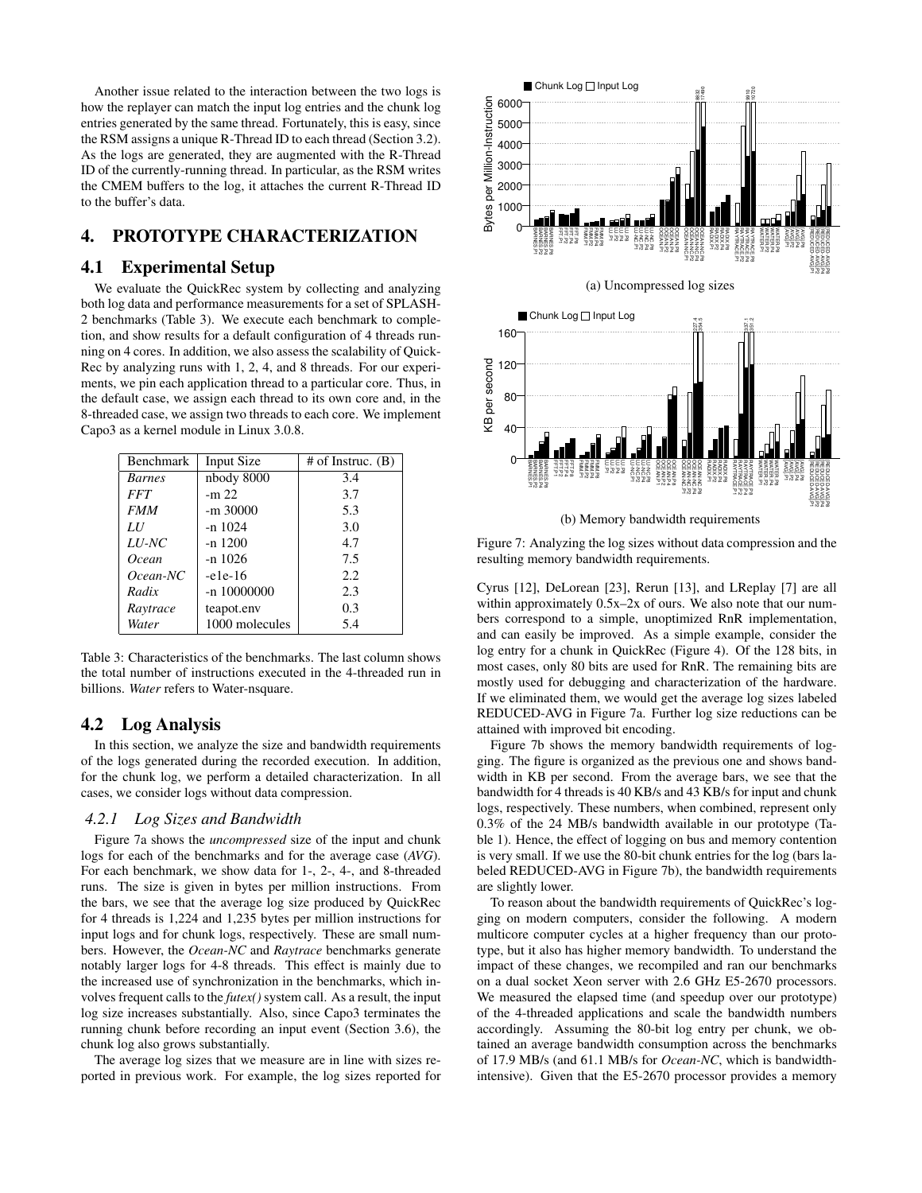Another issue related to the interaction between the two logs is how the replayer can match the input log entries and the chunk log entries generated by the same thread. Fortunately, this is easy, since the RSM assigns a unique R-Thread ID to each thread (Section 3.2). As the logs are generated, they are augmented with the R-Thread ID of the currently-running thread. In particular, as the RSM writes the CMEM buffers to the log, it attaches the current R-Thread ID to the buffer's data.

# 4. PROTOTYPE CHARACTERIZATION

## 4.1 Experimental Setup

We evaluate the QuickRec system by collecting and analyzing both log data and performance measurements for a set of SPLASH-2 benchmarks (Table 3). We execute each benchmark to completion, and show results for a default configuration of 4 threads running on 4 cores. In addition, we also assess the scalability of QuickRec by analyzing runs with 1, 2, 4, and 8 threads. For our experiments, we pin each application thread to a particular core. Thus, in the default case, we assign each thread to its own core and, in the 8-threaded case, we assign two threads to each core. We implement Capo3 as a kernel module in Linux 3.0.8.

| Benchmark | Input Size | # of Instruc. (B) |
| --- | --- | --- |
| *Barnes* | nbody 8000 | 3.4 |
| *FFT* | -m 22 | 3.7 |
| *FMM* | -m 30000 | 5.3 |
| *LU* | -n 1024 | 3.0 |
| *LU-NC* | -n 1200 | 4.7 |
| *Ocean* | -n 1026 | 7.5 |
| *Ocean-NC* | -e1e-16 | 2.2 |
| *Radix* | -n 10000000 | 2.3 |
| *Raytrace* | teapot.env | 0.3 |
| *Water* | 1000 molecules | 5.4 |

Table 3: Characteristics of the benchmarks. The last column shows the total number of instructions executed in the 4-threaded run in billions. *Water* refers to Water-nsquare.

## 4.2 Log Analysis

In this section, we analyze the size and bandwidth requirements of the logs generated during the recorded execution. In addition, for the chunk log, we perform a detailed characterization. In all cases, we consider logs without data compression.

### *4.2.1 Log Sizes and Bandwidth*

Figure 7a shows the *uncompressed* size of the input and chunk logs for each of the benchmarks and for the average case (*AVG*). For each benchmark, we show data for 1-, 2-, 4-, and 8-threaded runs. The size is given in bytes per million instructions. From the bars, we see that the average log size produced by QuickRec for 4 threads is 1,224 and 1,235 bytes per million instructions for input logs and for chunk logs, respectively. These are small numbers. However, the *Ocean-NC* and *Raytrace* benchmarks generate notably larger logs for 4-8 threads. This effect is mainly due to the increased use of synchronization in the benchmarks, which involves frequent calls to the *futex()* system call. As a result, the input log size increases substantially. Also, since Capo3 terminates the running chunk before recording an input event (Section 3.6), the chunk log also grows substantially.

The average log sizes that we measure are in line with sizes reported in previous work. For example, the log sizes reported for Cyrus [12], DeLorean [23], Rerun [13], and LReplay [7] are all within approximately 0.5x–2x of ours. We also note that our numbers correspond to a simple, unoptimized RnR implementation, and can easily be improved. As a simple example, consider the log entry for a chunk in QuickRec (Figure 4). Of the 128 bits, in most cases, only 80 bits are used for RnR. The remaining bits are mostly used for debugging and characterization of the hardware. If we eliminated them, we would get the average log sizes labeled REDUCED-AVG in Figure 7a. Further log size reductions can be attained with improved bit encoding.

(a) Uncompressed log sizes

(b) Memory bandwidth requirements

Figure 7: Analyzing the log sizes without data compression and the resulting memory bandwidth requirements.

Figure 7b shows the memory bandwidth requirements of logging. The figure is organized as the previous one and shows bandwidth in KB per second. From the average bars, we see that the bandwidth for 4 threads is 40 KB/s and 43 KB/s for input and chunk logs, respectively. These numbers, when combined, represent only 0.3% of the 24 MB/s bandwidth available in our prototype (Table 1). Hence, the effect of logging on bus and memory contention is very small. If we use the 80-bit chunk entries for the log (bars labeled REDUCED-AVG in Figure 7b), the bandwidth requirements are slightly lower.

To reason about the bandwidth requirements of QuickRec's logging on modern computers, consider the following. A modern multicore computer cycles at a higher frequency than our prototype, but it also has higher memory bandwidth. To understand the impact of these changes, we recompiled and ran our benchmarks on a dual socket Xeon server with 2.6 GHz E5-2670 processors. We measured the elapsed time (and speedup over our prototype) of the 4-threaded applications and scale the bandwidth numbers accordingly. Assuming the 80-bit log entry per chunk, we obtained an average bandwidth consumption across the benchmarks of 17.9 MB/s (and 61.1 MB/s for *Ocean-NC*, which is bandwidth-intensive). Given that the E5-2670 processor provides a memory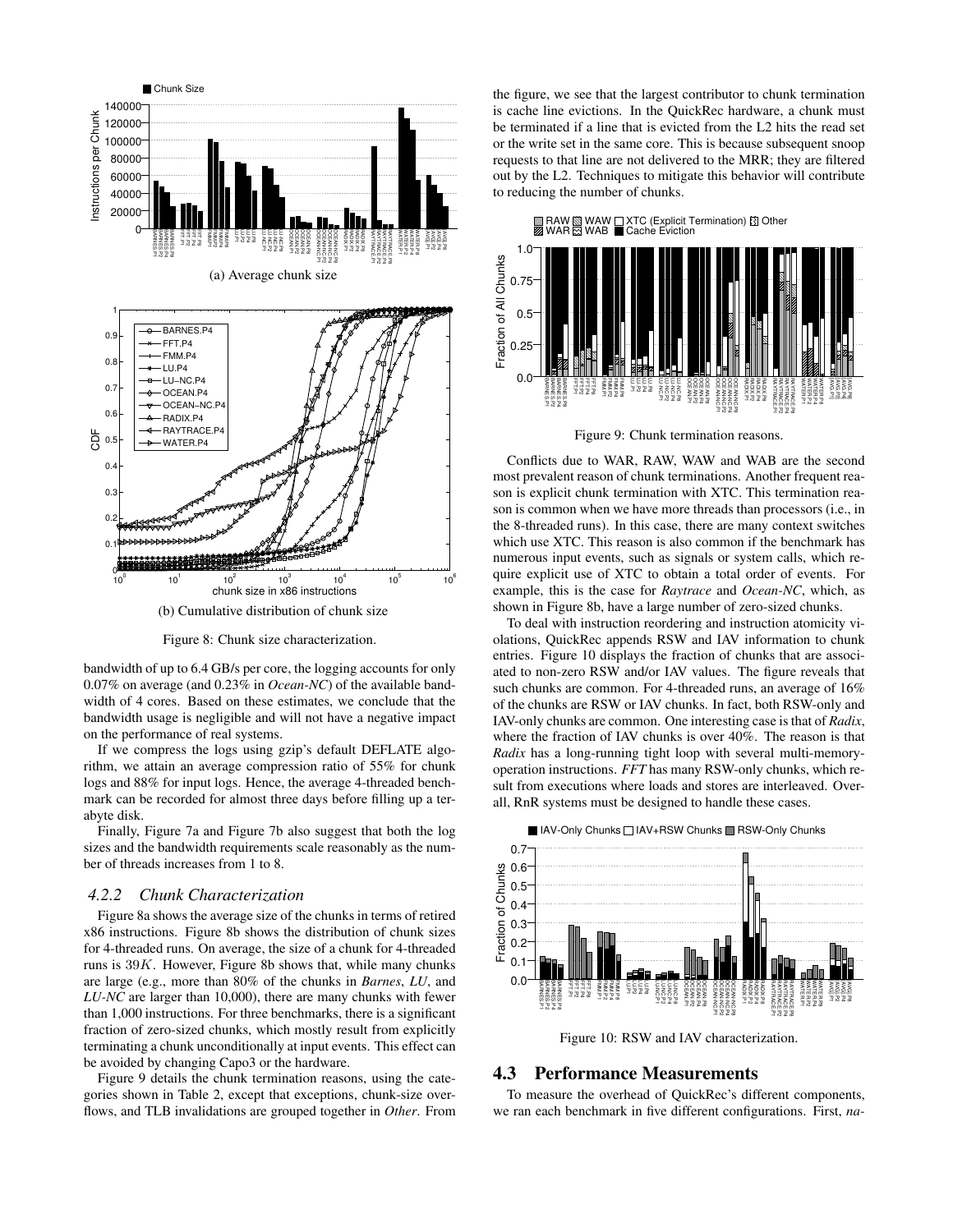(a) Average chunk size

(b) Cumulative distribution of chunk size

Figure 8: Chunk size characterization.

bandwidth of up to 6.4 GB/s per core, the logging accounts for only 0.07% on average (and 0.23% in *Ocean-NC*) of the available bandwidth of 4 cores. Based on these estimates, we conclude that the bandwidth usage is negligible and will not have a negative impact on the performance of real systems.

If we compress the logs using gzip's default DEFLATE algorithm, we attain an average compression ratio of 55% for chunk logs and 88% for input logs. Hence, the average 4-threaded benchmark can be recorded for almost three days before filling up a terabyte disk.

Finally, Figure 7a and Figure 7b also suggest that both the log sizes and the bandwidth requirements scale reasonably as the number of threads increases from 1 to 8.

### 4.2.2 Chunk Characterization

Figure 8a shows the average size of the chunks in terms of retired x86 instructions. Figure 8b shows the distribution of chunk sizes for 4-threaded runs. On average, the size of a chunk for 4-threaded runs is $39K$. However, Figure 8b shows that, while many chunks are large (e.g., more than 80% of the chunks in *Barnes*, *LU*, and *LU-NC* are larger than 10,000), there are many chunks with fewer than 1,000 instructions. For three benchmarks, there is a significant fraction of zero-sized chunks, which mostly result from explicitly terminating a chunk unconditionally at input events. This effect can be avoided by changing Capo3 or the hardware.

Figure 9 details the chunk termination reasons, using the categories shown in Table 2, except that exceptions, chunk-size overflows, and TLB invalidations are grouped together in *Other*. From the figure, we see that the largest contributor to chunk termination is cache line evictions. In the QuickRec hardware, a chunk must be terminated if a line that is evicted from the L2 hits the read set or the write set in the same core. This is because subsequent snoop requests to that line are not delivered to the MRR; they are filtered out by the L2. Techniques to mitigate this behavior will contribute to reducing the number of chunks.

Figure 9: Chunk termination reasons.

Conflicts due to WAR, RAW, WAW and WAB are the second most prevalent reason of chunk terminations. Another frequent reason is explicit chunk termination with XTC. This termination reason is common when we have more threads than processors (i.e., in the 8-threaded runs). In this case, there are many context switches which use XTC. This reason is also common if the benchmark has numerous input events, such as signals or system calls, which require explicit use of XTC to obtain a total order of events. For example, this is the case for *Raytrace* and *Ocean-NC*, which, as shown in Figure 8b, have a large number of zero-sized chunks.

To deal with instruction reordering and instruction atomicity violations, QuickRec appends RSW and IAV information to chunk entries. Figure 10 displays the fraction of chunks that are associated to non-zero RSW and/or IAV values. The figure reveals that such chunks are common. For 4-threaded runs, an average of 16% of the chunks are RSW or IAV chunks. In fact, both RSW-only and IAV-only chunks are common. One interesting case is that of *Radix*, where the fraction of IAV chunks is over 40%. The reason is that *Radix* has a long-running tight loop with several multi-memory-operation instructions. *FFT* has many RSW-only chunks, which result from executions where loads and stores are interleaved. Overall, RnR systems must be designed to handle these cases.

Figure 10: RSW and IAV characterization.

## 4.3 Performance Measurements

To measure the overhead of QuickRec's different components, we ran each benchmark in five different configurations. First, *na-*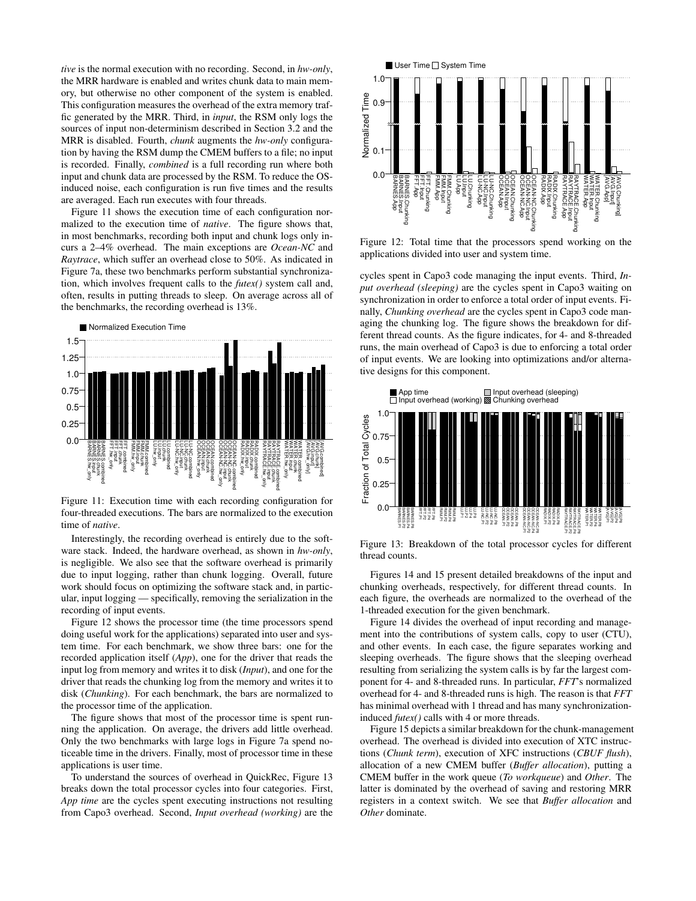*tive* is the normal execution with no recording. Second, in *hw-only*, the MRR hardware is enabled and writes chunk data to main memory, but otherwise no other component of the system is enabled. This configuration measures the overhead of the extra memory traffic generated by the MRR. Third, in *input*, the RSM only logs the sources of input non-determinism described in Section 3.2 and the MRR is disabled. Fourth, *chunk* augments the *hw-only* configuration by having the RSM dump the CMEM buffers to a file; no input is recorded. Finally, *combined* is a full recording run where both input and chunk data are processed by the RSM. To reduce the OS-induced noise, each configuration is run five times and the results are averaged. Each run executes with four threads.

Figure 11 shows the execution time of each configuration normalized to the execution time of *native*. The figure shows that, in most benchmarks, recording both input and chunk logs only incurs a 2–4% overhead. The main exceptions are *Ocean-NC* and *Raytrace*, which suffer an overhead close to 50%. As indicated in Figure 7a, these two benchmarks perform substantial synchronization, which involves frequent calls to the *futex()* system call and, often, results in putting threads to sleep. On average across all of the benchmarks, the recording overhead is 13%.

Figure 11: Execution time with each recording configuration for four-threaded executions. The bars are normalized to the execution time of *native*.

Interestingly, the recording overhead is entirely due to the software stack. Indeed, the hardware overhead, as shown in *hw-only*, is negligible. We also see that the software overhead is primarily due to input logging, rather than chunk logging. Overall, future work should focus on optimizing the software stack and, in particular, input logging — specifically, removing the serialization in the recording of input events.

Figure 12 shows the processor time (the time processors spend doing useful work for the applications) separated into user and system time. For each benchmark, we show three bars: one for the recorded application itself (*App*), one for the driver that reads the input log from memory and writes it to disk (*Input*), and one for the driver that reads the chunking log from the memory and writes it to disk (*Chunking*). For each benchmark, the bars are normalized to the processor time of the application.

The figure shows that most of the processor time is spent running the application. On average, the drivers add little overhead. Only the two benchmarks with large logs in Figure 7a spend noticeable time in the drivers. Finally, most of processor time in these applications is user time.

To understand the sources of overhead in QuickRec, Figure 13 breaks down the total processor cycles into four categories. First, *App time* are the cycles spent executing instructions not resulting from Capo3 overhead. Second, *Input overhead (working)* are the cycles spent in Capo3 code managing the input events. Third, *Input overhead (sleeping)* are the cycles spent in Capo3 waiting on synchronization in order to enforce a total order of input events. Finally, *Chunking overhead* are the cycles spent in Capo3 code managing the chunking log. The figure shows the breakdown for different thread counts. As the figure indicates, for 4- and 8-threaded runs, the main overhead of Capo3 is due to enforcing a total order of input events. We are looking into optimizations and/or alternative designs for this component.

Figure 12: Total time that the processors spend working on the applications divided into user and system time.

Figure 13: Breakdown of the total processor cycles for different thread counts.

Figures 14 and 15 present detailed breakdowns of the input and chunking overheads, respectively, for different thread counts. In each figure, the overheads are normalized to the overhead of the 1-threaded execution for the given benchmark.

Figure 14 divides the overhead of input recording and management into the contributions of system calls, copy to user (CTU), and other events. In each case, the figure separates working and sleeping overheads. The figure shows that the sleeping overhead resulting from serializing the system calls is by far the largest component for 4- and 8-threaded runs. In particular, *FFT*'s normalized overhead for 4- and 8-threaded runs is high. The reason is that *FFT* has minimal overhead with 1 thread and has many synchronization-induced *futex()* calls with 4 or more threads.

Figure 15 depicts a similar breakdown for the chunk-management overhead. The overhead is divided into execution of XTC instructions (*Chunk term*), execution of XFC instructions (*CBUF flush*), allocation of a new CMEM buffer (*Buffer allocation*), putting a CMEM buffer in the work queue (*To workqueue*) and *Other*. The latter is dominated by the overhead of saving and restoring MRR registers in a context switch. We see that *Buffer allocation* and *Other* dominate.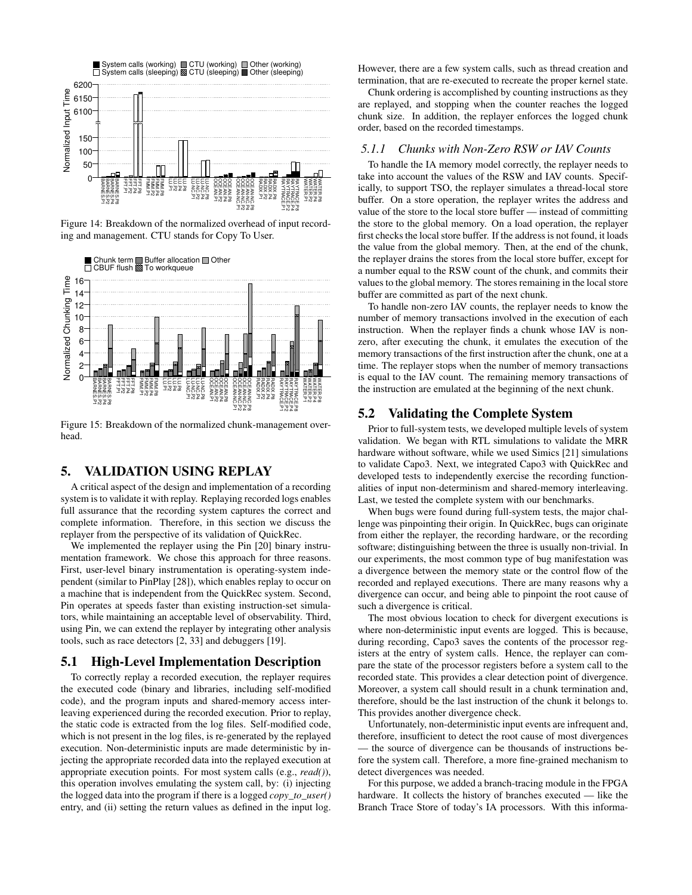System calls (working) CTU (working) Other (working)
System calls (sleeping) CTU (sleeping) Other (sleeping)

Normalized Input Time

6200
6150
6100
150
100
50
0

BARNES.P1 BARNES.P2 BARNES.P4 BARNES.P8 FFT.P1 FFT.P2 FFT.P4 FFT.P8 FMM.P1 FMM.P2 FMM.P4 FMM.P8 LU.P1 LU.P2 LU.P4 LU.P8 LUNC.P1 LUNC.P2 LUNC.P4 LUNC.P8 OCEAN.P1 OCEAN.P2 OCEAN.P4 OCEAN.P8 OCEAN-NC.P1 OCEAN-NC.P2 OCEAN-NC.P4 OCEAN-NC.P8 RADIX.P1 RADIX.P2 RADIX.P4 RADIX.P8 RAYTRACE.P1 RAYTRACE.P2 RAYTRACE.P4 RAYTRACE.P8 WATER.P1 WATER.P2 WATER.P4 WATER.P8

Figure 14: Breakdown of the normalized overhead of input recording and management. CTU stands for Copy To User.

Chunk term Buffer allocation Other
CBUF flush To workqueue

Normalized Chunking Time

16
14
12
10
8
6
4
2
0

BARNES.P1 BARNES.P2 BARNES.P4 BARNES.P8 FFT.P1 FFT.P2 FFT.P4 FFT.P8 FMM.P1 FMM.P2 FMM.P4 FMM.P8 LU.P1 LU.P2 LU.P4 LU.P8 LUNC.P1 LUNC.P2 LUNC.P4 LUNC.P8 OCEAN.P1 OCEAN.P2 OCEAN.P4 OCEAN.P8 OCEAN-NC.P1 OCEAN-NC.P2 OCEAN-NC.P4 OCEAN-NC.P8 RADIX.P1 RADIX.P2 RADIX.P4 RADIX.P8 RAYTRACE.P1 RAYTRACE.P2 RAYTRACE.P4 RAYTRACE.P8 WATER.P1 WATER.P2 WATER.P4 WATER.P8

Figure 15: Breakdown of the normalized chunk-management overhead.

# 5. VALIDATION USING REPLAY

A critical aspect of the design and implementation of a recording system is to validate it with replay. Replaying recorded logs enables full assurance that the recording system captures the correct and complete information. Therefore, in this section we discuss the replayer from the perspective of its validation of QuickRec.

We implemented the replayer using the Pin [20] binary instrumentation framework. We chose this approach for three reasons. First, user-level binary instrumentation is operating-system independent (similar to PinPlay [28]), which enables replay to occur on a machine that is independent from the QuickRec system. Second, Pin operates at speeds faster than existing instruction-set simulators, while maintaining an acceptable level of observability. Third, using Pin, we can extend the replayer by integrating other analysis tools, such as race detectors [2, 33] and debuggers [19].

## 5.1 High-Level Implementation Description

To correctly replay a recorded execution, the replayer requires the executed code (binary and libraries, including self-modified code), and the program inputs and shared-memory access interleaving experienced during the recorded execution. Prior to replay, the static code is extracted from the log files. Self-modified code, which is not present in the log files, is re-generated by the replayed execution. Non-deterministic inputs are made deterministic by injecting the appropriate recorded data into the replayed execution at appropriate execution points. For most system calls (e.g., *read()*), this operation involves emulating the system call, by: (i) injecting the logged data into the program if there is a logged *copy_to_user()* entry, and (ii) setting the return values as defined in the input log. However, there are a few system calls, such as thread creation and termination, that are re-executed to recreate the proper kernel state.

Chunk ordering is accomplished by counting instructions as they are replayed, and stopping when the counter reaches the logged chunk size. In addition, the replayer enforces the logged chunk order, based on the recorded timestamps.

### 5.1.1 Chunks with Non-Zero RSW or IAV Counts

To handle the IA memory model correctly, the replayer needs to take into account the values of the RSW and IAV counts. Specifically, to support TSO, the replayer simulates a thread-local store buffer. On a store operation, the replayer writes the address and value of the store to the local store buffer — instead of committing the store to the global memory. On a load operation, the replayer first checks the local store buffer. If the address is not found, it loads the value from the global memory. Then, at the end of the chunk, the replayer drains the stores from the local store buffer, except for a number equal to the RSW count of the chunk, and commits their values to the global memory. The stores remaining in the local store buffer are committed as part of the next chunk.

To handle non-zero IAV counts, the replayer needs to know the number of memory transactions involved in the execution of each instruction. When the replayer finds a chunk whose IAV is non-zero, after executing the chunk, it emulates the execution of the memory transactions of the first instruction after the chunk, one at a time. The replayer stops when the number of memory transactions is equal to the IAV count. The remaining memory transactions of the instruction are emulated at the beginning of the next chunk.

## 5.2 Validating the Complete System

Prior to full-system tests, we developed multiple levels of system validation. We began with RTL simulations to validate the MRR hardware without software, while we used Simics [21] simulations to validate Capo3. Next, we integrated Capo3 with QuickRec and developed tests to independently exercise the recording functionalities of input non-determinism and shared-memory interleaving. Last, we tested the complete system with our benchmarks.

When bugs were found during full-system tests, the major challenge was pinpointing their origin. In QuickRec, bugs can originate from either the replayer, the recording hardware, or the recording software; distinguishing between the three is usually non-trivial. In our experiments, the most common type of bug manifestation was a divergence between the memory state or the control flow of the recorded and replayed executions. There are many reasons why a divergence can occur, and being able to pinpoint the root cause of such a divergence is critical.

The most obvious location to check for divergent executions is where non-deterministic input events are logged. This is because, during recording, Capo3 saves the contents of the processor registers at the entry of system calls. Hence, the replayer can compare the state of the processor registers before a system call to the recorded state. This provides a clear detection point of divergence. Moreover, a system call should result in a chunk termination and, therefore, should be the last instruction of the chunk it belongs to. This provides another divergence check.

Unfortunately, non-deterministic input events are infrequent and, therefore, insufficient to detect the root cause of most divergences — the source of divergence can be thousands of instructions before the system call. Therefore, a more fine-grained mechanism to detect divergences was needed.

For this purpose, we added a branch-tracing module in the FPGA hardware. It collects the history of branches executed — like the Branch Trace Store of today's IA processors. With this informa-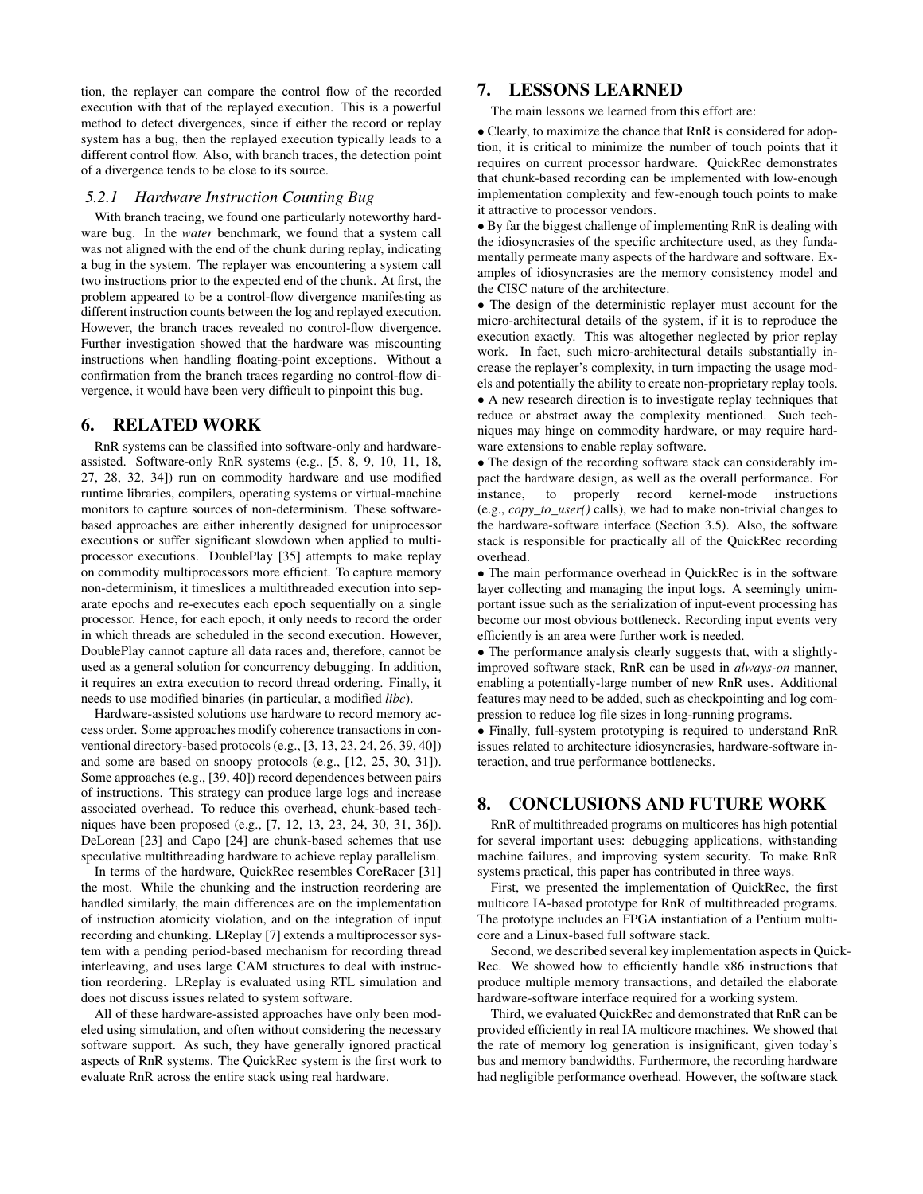tion, the replayer can compare the control flow of the recorded execution with that of the replayed execution. This is a powerful method to detect divergences, since if either the record or replay system has a bug, then the replayed execution typically leads to a different control flow. Also, with branch traces, the detection point of a divergence tends to be close to its source.

### 5.2.1 Hardware Instruction Counting Bug

With branch tracing, we found one particularly noteworthy hardware bug. In the *water* benchmark, we found that a system call was not aligned with the end of the chunk during replay, indicating a bug in the system. The replayer was encountering a system call two instructions prior to the expected end of the chunk. At first, the problem appeared to be a control-flow divergence manifesting as different instruction counts between the log and replayed execution. However, the branch traces revealed no control-flow divergence. Further investigation showed that the hardware was miscounting instructions when handling floating-point exceptions. Without a confirmation from the branch traces regarding no control-flow divergence, it would have been very difficult to pinpoint this bug.

## 6. RELATED WORK

RnR systems can be classified into software-only and hardware-assisted. Software-only RnR systems (e.g., [5, 8, 9, 10, 11, 18, 27, 28, 32, 34]) run on commodity hardware and use modified runtime libraries, compilers, operating systems or virtual-machine monitors to capture sources of non-determinism. These software-based approaches are either inherently designed for uniprocessor executions or suffer significant slowdown when applied to multiprocessor executions. DoublePlay [35] attempts to make replay on commodity multiprocessors more efficient. To capture memory non-determinism, it timeslices a multithreaded execution into separate epochs and re-executes each epoch sequentially on a single processor. Hence, for each epoch, it only needs to record the order in which threads are scheduled in the second execution. However, DoublePlay cannot capture all data races and, therefore, cannot be used as a general solution for concurrency debugging. In addition, it requires an extra execution to record thread ordering. Finally, it needs to use modified binaries (in particular, a modified *libc*).

Hardware-assisted solutions use hardware to record memory access order. Some approaches modify coherence transactions in conventional directory-based protocols (e.g., [3, 13, 23, 24, 26, 39, 40]) and some are based on snoopy protocols (e.g., [12, 25, 30, 31]). Some approaches (e.g., [39, 40]) record dependences between pairs of instructions. This strategy can produce large logs and increase associated overhead. To reduce this overhead, chunk-based techniques have been proposed (e.g., [7, 12, 13, 23, 24, 30, 31, 36]). DeLorean [23] and Capo [24] are chunk-based schemes that use speculative multithreading hardware to achieve replay parallelism.

In terms of the hardware, QuickRec resembles CoreRacer [31] the most. While the chunking and the instruction reordering are handled similarly, the main differences are on the implementation of instruction atomicity violation, and on the integration of input recording and chunking. LReplay [7] extends a multiprocessor system with a pending period-based mechanism for recording thread interleaving, and uses large CAM structures to deal with instruction reordering. LReplay is evaluated using RTL simulation and does not discuss issues related to system software.

All of these hardware-assisted approaches have only been modeled using simulation, and often without considering the necessary software support. As such, they have generally ignored practical aspects of RnR systems. The QuickRec system is the first work to evaluate RnR across the entire stack using real hardware.

## 7. LESSONS LEARNED

The main lessons we learned from this effort are:

- Clearly, to maximize the chance that RnR is considered for adoption, it is critical to minimize the number of touch points that it requires on current processor hardware. QuickRec demonstrates that chunk-based recording can be implemented with low-enough implementation complexity and few-enough touch points to make it attractive to processor vendors.
- By far the biggest challenge of implementing RnR is dealing with the idiosyncrasies of the specific architecture used, as they fundamentally permeate many aspects of the hardware and software. Examples of idiosyncrasies are the memory consistency model and the CISC nature of the architecture.
- The design of the deterministic replayer must account for the micro-architectural details of the system, if it is to reproduce the execution exactly. This was altogether neglected by prior replay work. In fact, such micro-architectural details substantially increase the replayer's complexity, in turn impacting the usage models and potentially the ability to create non-proprietary replay tools.
- A new research direction is to investigate replay techniques that reduce or abstract away the complexity mentioned. Such techniques may hinge on commodity hardware, or may require hardware extensions to enable replay software.
- The design of the recording software stack can considerably impact the hardware design, as well as the overall performance. For instance, to properly record kernel-mode instructions (e.g., *copy_to_user()* calls), we had to make non-trivial changes to the hardware-software interface (Section 3.5). Also, the software stack is responsible for practically all of the QuickRec recording overhead.
- The main performance overhead in QuickRec is in the software layer collecting and managing the input logs. A seemingly unimportant issue such as the serialization of input-event processing has become our most obvious bottleneck. Recording input events very efficiently is an area were further work is needed.
- The performance analysis clearly suggests that, with a slightly-improved software stack, RnR can be used in *always-on* manner, enabling a potentially-large number of new RnR uses. Additional features may need to be added, such as checkpointing and log compression to reduce log file sizes in long-running programs.
- Finally, full-system prototyping is required to understand RnR issues related to architecture idiosyncrasies, hardware-software interaction, and true performance bottlenecks.

## 8. CONCLUSIONS AND FUTURE WORK

RnR of multithreaded programs on multicores has high potential for several important uses: debugging applications, withstanding machine failures, and improving system security. To make RnR systems practical, this paper has contributed in three ways.

First, we presented the implementation of QuickRec, the first multicore IA-based prototype for RnR of multithreaded programs. The prototype includes an FPGA instantiation of a Pentium multicore and a Linux-based full software stack.

Second, we described several key implementation aspects in QuickRec. We showed how to efficiently handle x86 instructions that produce multiple memory transactions, and detailed the elaborate hardware-software interface required for a working system.

Third, we evaluated QuickRec and demonstrated that RnR can be provided efficiently in real IA multicore machines. We showed that the rate of memory log generation is insignificant, given today's bus and memory bandwidths. Furthermore, the recording hardware had negligible performance overhead. However, the software stack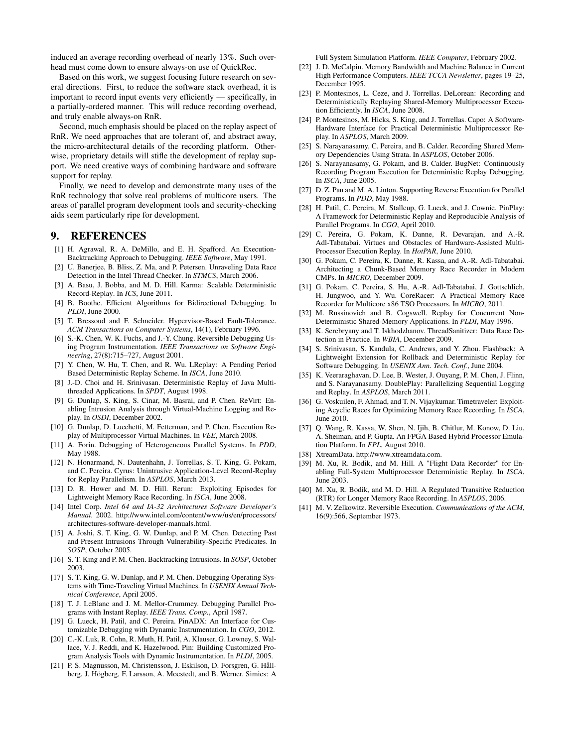induced an average recording overhead of nearly 13%. Such overhead must come down to ensure always-on use of QuickRec.

Based on this work, we suggest focusing future research on several directions. First, to reduce the software stack overhead, it is important to record input events very efficiently — specifically, in a partially-ordered manner. This will reduce recording overhead, and truly enable always-on RnR.

Second, much emphasis should be placed on the replay aspect of RnR. We need approaches that are tolerant of, and abstract away, the micro-architectural details of the recording platform. Otherwise, proprietary details will stifle the development of replay support. We need creative ways of combining hardware and software support for replay.

Finally, we need to develop and demonstrate many uses of the RnR technology that solve real problems of multicore users. The areas of parallel program development tools and security-checking aids seem particularly ripe for development.

# 9. REFERENCES

[1] H. Agrawal, R. A. DeMillo, and E. H. Spafford. An Execution-Backtracking Approach to Debugging. *IEEE Software*, May 1991.

[2] U. Banerjee, B. Bliss, Z. Ma, and P. Petersen. Unraveling Data Race Detection in the Intel Thread Checker. In *STMCS*, March 2006.

[3] A. Basu, J. Bobba, and M. D. Hill. Karma: Scalable Deterministic Record-Replay. In *ICS*, June 2011.

[4] B. Boothe. Efficient Algorithms for Bidirectional Debugging. In *PLDI*, June 2000.

[5] T. Bressoud and F. Schneider. Hypervisor-Based Fault-Tolerance. *ACM Transactions on Computer Systems*, 14(1), February 1996.

[6] S.-K. Chen, W. K. Fuchs, and J.-Y. Chung. Reversible Debugging Using Program Instrumentation. *IEEE Transactions on Software Engineering*, 27(8):715–727, August 2001.

[7] Y. Chen, W. Hu, T. Chen, and R. Wu. LReplay: A Pending Period Based Deterministic Replay Scheme. In *ISCA*, June 2010.

[8] J.-D. Choi and H. Srinivasan. Deterministic Replay of Java Multithreaded Applications. In *SPDT*, August 1998.

[9] G. Dunlap, S. King, S. Cinar, M. Basrai, and P. Chen. ReVirt: Enabling Intrusion Analysis through Virtual-Machine Logging and Replay. In *OSDI*, December 2002.

[10] G. Dunlap, D. Lucchetti, M. Fetterman, and P. Chen. Execution Replay of Multiprocessor Virtual Machines. In *VEE*, March 2008.

[11] A. Forin. Debugging of Heterogeneous Parallel Systems. In *PDD*, May 1988.

[12] N. Honarmand, N. Dautenhahn, J. Torrellas, S. T. King, G. Pokam, and C. Pereira. Cyrus: Unintrusive Application-Level Record-Replay for Replay Parallelism. In *ASPLOS*, March 2013.

[13] D. R. Hower and M. D. Hill. Rerun: Exploiting Episodes for Lightweight Memory Race Recording. In *ISCA*, June 2008.

[14] Intel Corp. *Intel 64 and IA-32 Architectures Software Developer's Manual*. 2002. http://www.intel.com/content/www/us/en/processors/architectures-software-developer-manuals.html.

[15] A. Joshi, S. T. King, G. W. Dunlap, and P. M. Chen. Detecting Past and Present Intrusions Through Vulnerability-Specific Predicates. In *SOSP*, October 2005.

[16] S. T. King and P. M. Chen. Backtracking Intrusions. In *SOSP*, October 2003.

[17] S. T. King, G. W. Dunlap, and P. M. Chen. Debugging Operating Systems with Time-Traveling Virtual Machines. In *USENIX Annual Technical Conference*, April 2005.

[18] T. J. LeBlanc and J. M. Mellor-Crummey. Debugging Parallel Programs with Instant Replay. *IEEE Trans. Comp.*, April 1987.

[19] G. Lueck, H. Patil, and C. Pereira. PinADX: An Interface for Customizable Debugging with Dynamic Instrumentation. In *CGO*, 2012.

[20] C.-K. Luk, R. Cohn, R. Muth, H. Patil, A. Klauser, G. Lowney, S. Wallace, V. J. Reddi, and K. Hazelwood. Pin: Building Customized Program Analysis Tools with Dynamic Instrumentation. In *PLDI*, 2005.

[21] P. S. Magnusson, M. Christensson, J. Eskilson, D. Forsgren, G. Hållberg, J. Högberg, F. Larsson, A. Moestedt, and B. Werner. Simics: A Full System Simulation Platform. *IEEE Computer*, February 2002.

[22] J. D. McCalpin. Memory Bandwidth and Machine Balance in Current High Performance Computers. *IEEE TCCA Newsletter*, pages 19–25, December 1995.

[23] P. Montesinos, L. Ceze, and J. Torrellas. DeLorean: Recording and Deterministically Replaying Shared-Memory Multiprocessor Execution Efficiently. In *ISCA*, June 2008.

[24] P. Montesinos, M. Hicks, S. King, and J. Torrellas. Capo: A Software-Hardware Interface for Practical Deterministic Multiprocessor Replay. In *ASPLOS*, March 2009.

[25] S. Narayanasamy, C. Pereira, and B. Calder. Recording Shared Memory Dependencies Using Strata. In *ASPLOS*, October 2006.

[26] S. Narayanasamy, G. Pokam, and B. Calder. BugNet: Continuously Recording Program Execution for Deterministic Replay Debugging. In *ISCA*, June 2005.

[27] D. Z. Pan and M. A. Linton. Supporting Reverse Execution for Parallel Programs. In *PDD*, May 1988.

[28] H. Patil, C. Pereira, M. Stallcup, G. Lueck, and J. Cownie. PinPlay: A Framework for Deterministic Replay and Reproducible Analysis of Parallel Programs. In *CGO*, April 2010.

[29] C. Pereira, G. Pokam, K. Danne, R. Devarajan, and A.-R. Adl-Tabatabai. Virtues and Obstacles of Hardware-Assisted Multi-Processor Execution Replay. In *HotPAR*, June 2010.

[30] G. Pokam, C. Pereira, K. Danne, R. Kassa, and A.-R. Adl-Tabatabai. Architecting a Chunk-Based Memory Race Recorder in Modern CMPs. In *MICRO*, December 2009.

[31] G. Pokam, C. Pereira, S. Hu, A.-R. Adl-Tabatabai, J. Gottschlich, H. Jungwoo, and Y. Wu. CoreRacer: A Practical Memory Race Recorder for Multicore x86 TSO Processors. In *MICRO*, 2011.

[32] M. Russinovich and B. Cogswell. Replay for Concurrent Non-Deterministic Shared-Memory Applications. In *PLDI*, May 1996.

[33] K. Serebryany and T. Iskhodzhanov. ThreadSanitizer: Data Race Detection in Practice. In *WBIA*, December 2009.

[34] S. Srinivasan, S. Kandula, C. Andrews, and Y. Zhou. Flashback: A Lightweight Extension for Rollback and Deterministic Replay for Software Debugging. In *USENIX Ann. Tech. Conf.*, June 2004.

[35] K. Veeraraghavan, D. Lee, B. Wester, J. Ouyang, P. M. Chen, J. Flinn, and S. Narayanasamy. DoublePlay: Parallelizing Sequential Logging and Replay. In *ASPLOS*, March 2011.

[36] G. Voskuilen, F. Ahmad, and T. N. Vijaykumar. Timetraveler: Exploiting Acyclic Races for Optimizing Memory Race Recording. In *ISCA*, June 2010.

[37] Q. Wang, R. Kassa, W. Shen, N. Ijih, B. Chitlur, M. Konow, D. Liu, A. Sheiman, and P. Gupta. An FPGA Based Hybrid Processor Emulation Platform. In *FPL*, August 2010.

[38] XtreamData. http://www.xtreamdata.com.

[39] M. Xu, R. Bodik, and M. Hill. A "Flight Data Recorder" for Enabling Full-System Multiprocessor Deterministic Replay. In *ISCA*, June 2003.

[40] M. Xu, R. Bodik, and M. D. Hill. A Regulated Transitive Reduction (RTR) for Longer Memory Race Recording. In *ASPLOS*, 2006.

[41] M. V. Zelkowitz. Reversible Execution. *Communications of the ACM*, 16(9):566, September 1973.